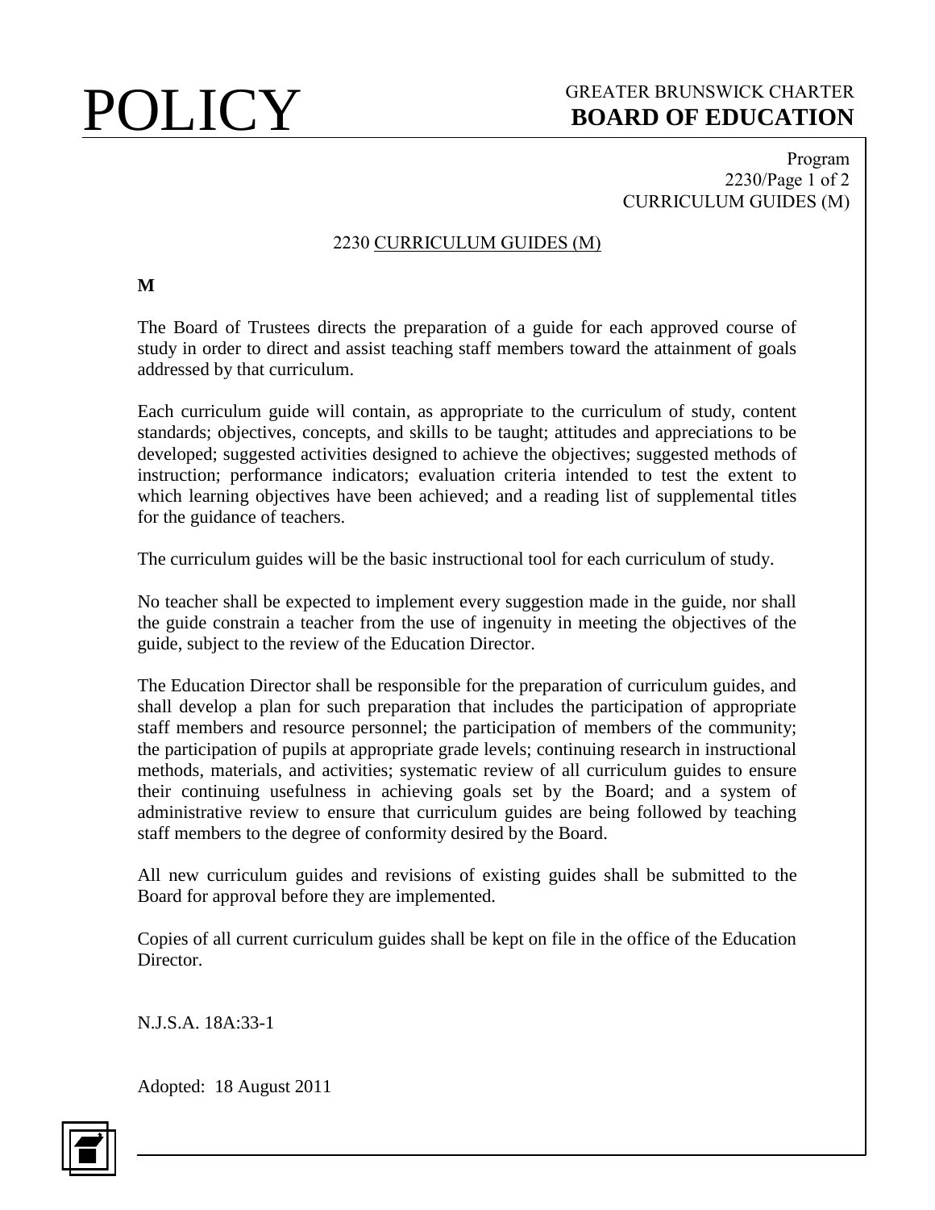# POLICY

GREATER BRUNSWICK CHARTER
**BOARD OF EDUCATION**

Program
2230/Page 1 of 2
CURRICULUM GUIDES (M)

## 2230 CURRICULUM GUIDES (M)

**M**

The Board of Trustees directs the preparation of a guide for each approved course of study in order to direct and assist teaching staff members toward the attainment of goals addressed by that curriculum.

Each curriculum guide will contain, as appropriate to the curriculum of study, content standards; objectives, concepts, and skills to be taught; attitudes and appreciations to be developed; suggested activities designed to achieve the objectives; suggested methods of instruction; performance indicators; evaluation criteria intended to test the extent to which learning objectives have been achieved; and a reading list of supplemental titles for the guidance of teachers.

The curriculum guides will be the basic instructional tool for each curriculum of study.

No teacher shall be expected to implement every suggestion made in the guide, nor shall the guide constrain a teacher from the use of ingenuity in meeting the objectives of the guide, subject to the review of the Education Director.

The Education Director shall be responsible for the preparation of curriculum guides, and shall develop a plan for such preparation that includes the participation of appropriate staff members and resource personnel; the participation of members of the community; the participation of pupils at appropriate grade levels; continuing research in instructional methods, materials, and activities; systematic review of all curriculum guides to ensure their continuing usefulness in achieving goals set by the Board; and a system of administrative review to ensure that curriculum guides are being followed by teaching staff members to the degree of conformity desired by the Board.

All new curriculum guides and revisions of existing guides shall be submitted to the Board for approval before they are implemented.

Copies of all current curriculum guides shall be kept on file in the office of the Education Director.

N.J.S.A. 18A:33-1

Adopted: 18 August 2011